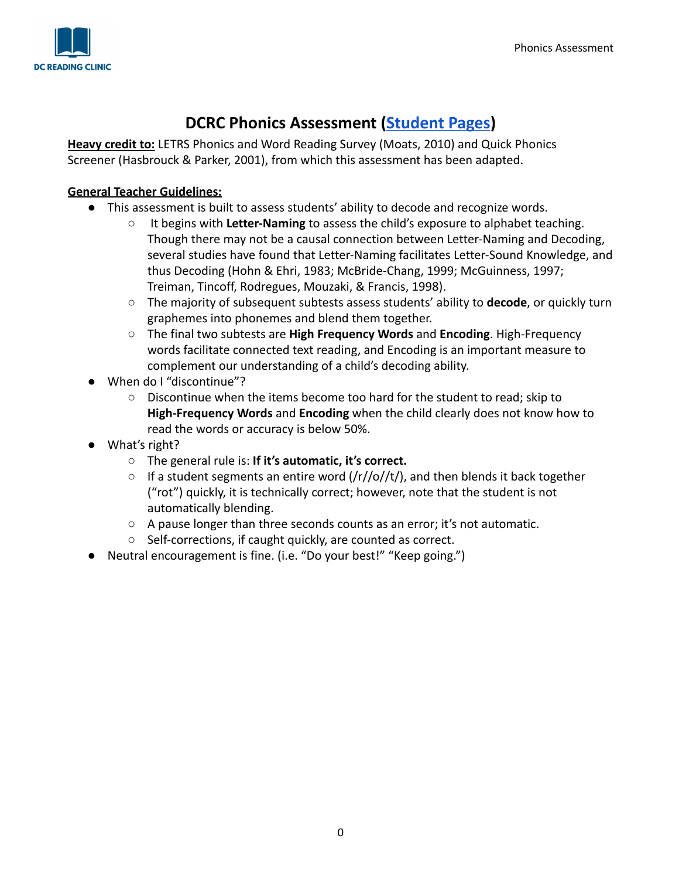# DCRC Phonics Assessment ([Student Pages])

**Heavy credit to:** LETRS Phonics and Word Reading Survey (Moats, 2010) and Quick Phonics Screener (Hasbrouck & Parker, 2001), from which this assessment has been adapted.

**General Teacher Guidelines:**

- This assessment is built to assess students' ability to decode and recognize words.
  - It begins with **Letter-Naming** to assess the child's exposure to alphabet teaching. Though there may not be a causal connection between Letter-Naming and Decoding, several studies have found that Letter-Naming facilitates Letter-Sound Knowledge, and thus Decoding (Hohn & Ehri, 1983; McBride-Chang, 1999; McGuinness, 1997; Treiman, Tincoff, Rodregues, Mouzaki, & Francis, 1998).
  - The majority of subsequent subtests assess students' ability to **decode**, or quickly turn graphemes into phonemes and blend them together.
  - The final two subtests are **High Frequency Words** and **Encoding**. High-Frequency words facilitate connected text reading, and Encoding is an important measure to complement our understanding of a child's decoding ability.
- When do I "discontinue"?
  - Discontinue when the items become too hard for the student to read; skip to **High-Frequency Words** and **Encoding** when the child clearly does not know how to read the words or accuracy is below 50%.
- What's right?
  - The general rule is: **If it's automatic, it's correct.**
  - If a student segments an entire word (/r//o//t/), and then blends it back together ("rot") quickly, it is technically correct; however, note that the student is not automatically blending.
  - A pause longer than three seconds counts as an error; it's not automatic.
  - Self-corrections, if caught quickly, are counted as correct.
- Neutral encouragement is fine. (i.e. "Do your best!" "Keep going.")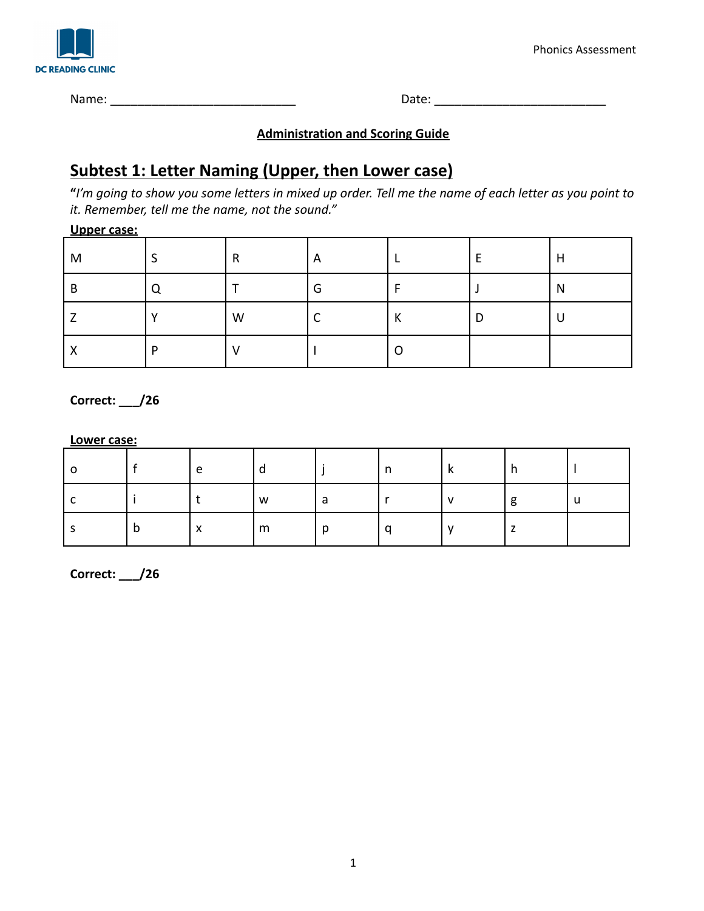DC READING CLINIC

Phonics Assessment

Name: ___________________________ Date: _________________________

**Administration and Scoring Guide**

## Subtest 1: Letter Naming (Upper, then Lower case)

**"***I'm going to show you some letters in mixed up order. Tell me the name of each letter as you point to it. Remember, tell me the name, not the sound."*

**Upper case:**

| | | | | | | |
|---|---|---|---|---|---|---|
| M | S | R | A | L | E | H |
| B | Q | T | G | F | J | N |
| Z | Y | W | C | K | D | U |
| X | P | V | I | O | | |

**Correct: ___/26**

**Lower case:**

| | | | | | | | | |
|---|---|---|---|---|---|---|---|---|
| o | f | e | d | j | n | k | h | l |
| c | i | t | w | a | r | v | g | u |
| s | b | x | m | p | q | y | z | |

**Correct: ___/26**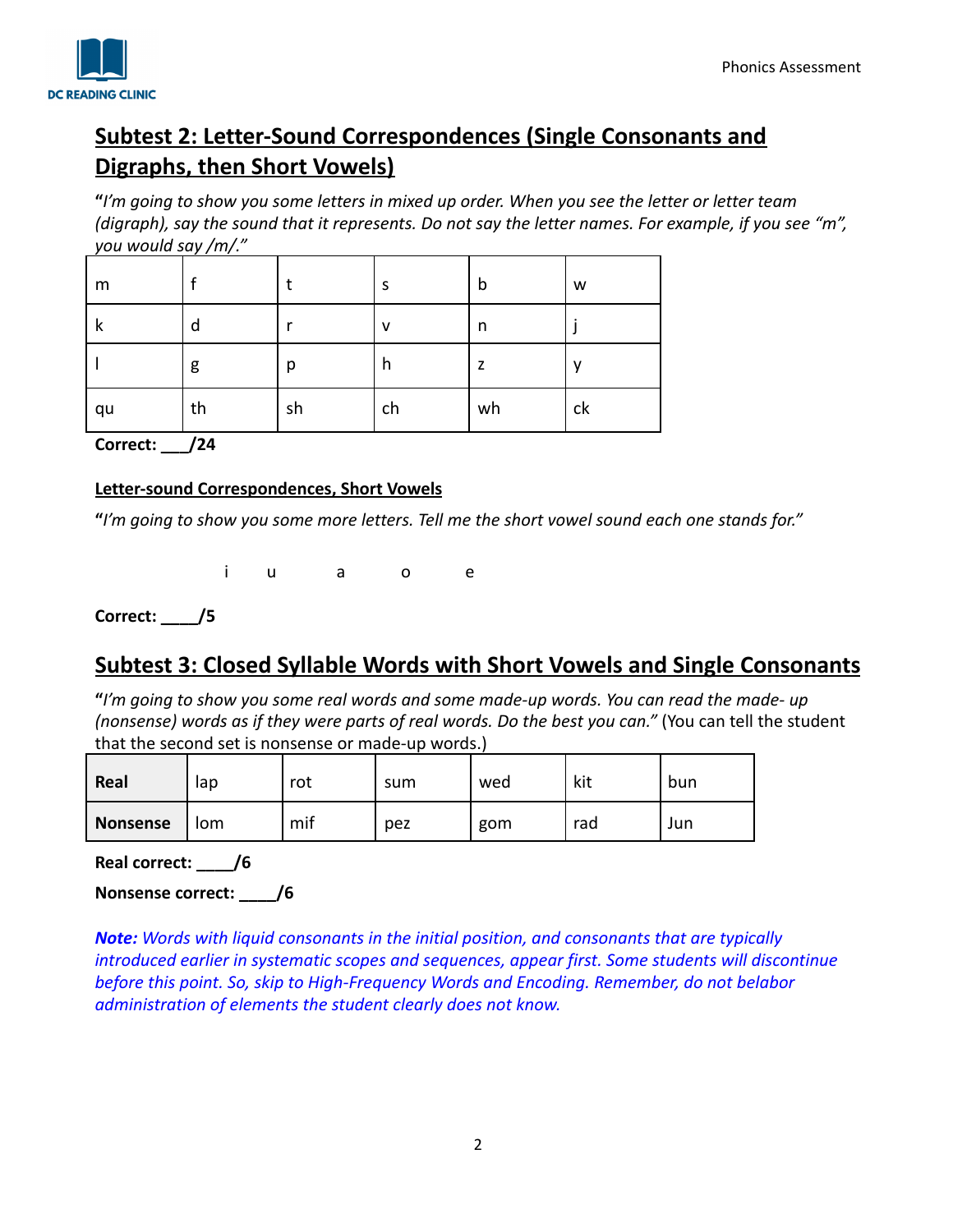## Subtest 2: Letter-Sound Correspondences (Single Consonants and Digraphs, then Short Vowels)

**"***I'm going to show you some letters in mixed up order. When you see the letter or letter team (digraph), say the sound that it represents. Do not say the letter names. For example, if you see "m", you would say /m/."*

| m | f | t | s | b | w |
|---|---|---|---|---|---|
| k | d | r | v | n | j |
| l | g | p | h | z | y |
| qu | th | sh | ch | wh | ck |

**Correct: ___/24**

**Letter-sound Correspondences, Short Vowels**

**"***I'm going to show you some more letters. Tell me the short vowel sound each one stands for."*

i u a o e

**Correct: ____/5**

## Subtest 3: Closed Syllable Words with Short Vowels and Single Consonants

**"***I'm going to show you some real words and some made-up words. You can read the made- up (nonsense) words as if they were parts of real words. Do the best you can."* (You can tell the student that the second set is nonsense or made-up words.)

| **Real** | lap | rot | sum | wed | kit | bun |
|---|---|---|---|---|---|---|
| **Nonsense** | lom | mif | pez | gom | rad | Jun |

**Real correct: ____/6**

**Nonsense correct: ____/6**

***Note:*** *Words with liquid consonants in the initial position, and consonants that are typically introduced earlier in systematic scopes and sequences, appear first. Some students will discontinue before this point. So, skip to High-Frequency Words and Encoding. Remember, do not belabor administration of elements the student clearly does not know.*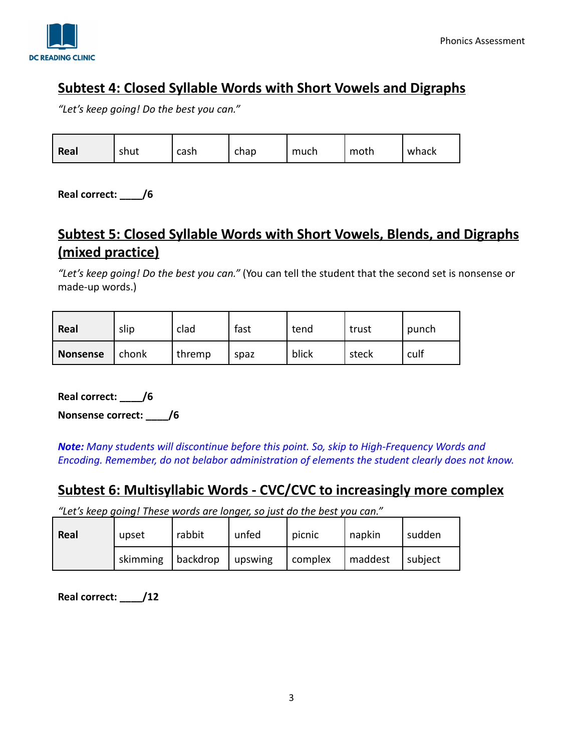## Subtest 4: Closed Syllable Words with Short Vowels and Digraphs

*"Let's keep going! Do the best you can."*

| **Real** | shut | cash | chap | much | moth | whack |
|---|---|---|---|---|---|---|

**Real correct: ____/6**

## Subtest 5: Closed Syllable Words with Short Vowels, Blends, and Digraphs (mixed practice)

*"Let's keep going! Do the best you can."* (You can tell the student that the second set is nonsense or made-up words.)

| **Real** | slip | clad | fast | tend | trust | punch |
|---|---|---|---|---|---|---|
| **Nonsense** | chonk | thremp | spaz | blick | steck | culf |

**Real correct: ____/6**

**Nonsense correct: ____/6**

***Note:*** *Many students will discontinue before this point. So, skip to High-Frequency Words and Encoding. Remember, do not belabor administration of elements the student clearly does not know.*

## Subtest 6: Multisyllabic Words - CVC/CVC to increasingly more complex

*"Let's keep going! These words are longer, so just do the best you can."*

| **Real** | upset | rabbit | unfed | picnic | napkin | sudden |
|---|---|---|---|---|---|---|
| | skimming | backdrop | upswing | complex | maddest | subject |

**Real correct: ____/12**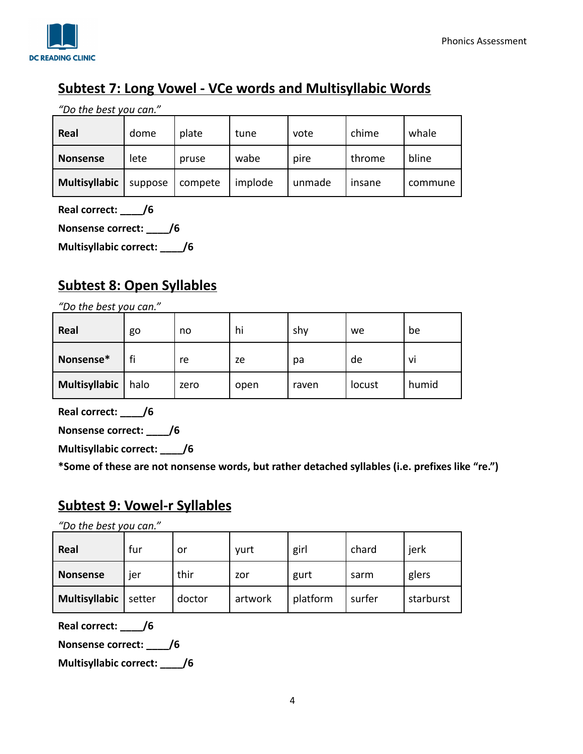## Subtest 7: Long Vowel - VCe words and Multisyllabic Words

*"Do the best you can."*

| **Real** | dome | plate | tune | vote | chime | whale |
|---|---|---|---|---|---|---|
| **Nonsense** | lete | pruse | wabe | pire | throme | bline |
| **Multisyllabic** | suppose | compete | implode | unmade | insane | commune |

**Real correct: ____/6**

**Nonsense correct: ____/6**

**Multisyllabic correct: ____/6**

## Subtest 8: Open Syllables

*"Do the best you can."*

| **Real** | go | no | hi | shy | we | be |
|---|---|---|---|---|---|---|
| **Nonsense*** | fi | re | ze | pa | de | vi |
| **Multisyllabic** | halo | zero | open | raven | locust | humid |

**Real correct: ____/6**

**Nonsense correct: ____/6**

**Multisyllabic correct: ____/6**

***Some of these are not nonsense words, but rather detached syllables (i.e. prefixes like "re.")**

## Subtest 9: Vowel-r Syllables

*"Do the best you can."*

| **Real** | fur | or | yurt | girl | chard | jerk |
|---|---|---|---|---|---|---|
| **Nonsense** | jer | thir | zor | gurt | sarm | glers |
| **Multisyllabic** | setter | doctor | artwork | platform | surfer | starburst |

**Real correct: ____/6**

**Nonsense correct: ____/6**

**Multisyllabic correct: ____/6**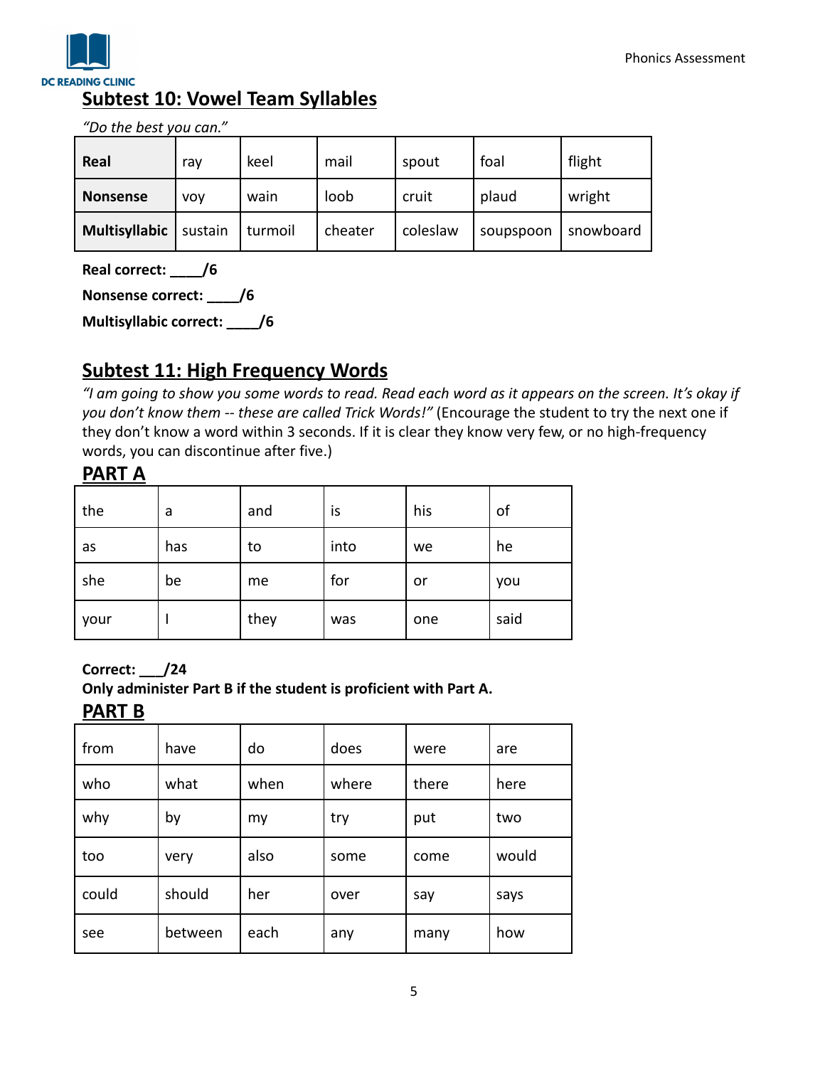## Subtest 10: Vowel Team Syllables

*"Do the best you can."*

| **Real** | ray | keel | mail | spout | foal | flight |
|---|---|---|---|---|---|---|
| **Nonsense** | voy | wain | loob | cruit | plaud | wright |
| **Multisyllabic** | sustain | turmoil | cheater | coleslaw | soupspoon | snowboard |

**Real correct: ____/6**

**Nonsense correct: ____/6**

**Multisyllabic correct: ____/6**

## Subtest 11: High Frequency Words

*"I am going to show you some words to read. Read each word as it appears on the screen. It's okay if you don't know them -- these are called Trick Words!"* (Encourage the student to try the next one if they don't know a word within 3 seconds. If it is clear they know very few, or no high-frequency words, you can discontinue after five.)

### PART A

| | | | | | |
|---|---|---|---|---|---|
| the | a | and | is | his | of |
| as | has | to | into | we | he |
| she | be | me | for | or | you |
| your | I | they | was | one | said |

**Correct: ___/24**

**Only administer Part B if the student is proficient with Part A.**

### PART B

| | | | | | |
|---|---|---|---|---|---|
| from | have | do | does | were | are |
| who | what | when | where | there | here |
| why | by | my | try | put | two |
| too | very | also | some | come | would |
| could | should | her | over | say | says |
| see | between | each | any | many | how |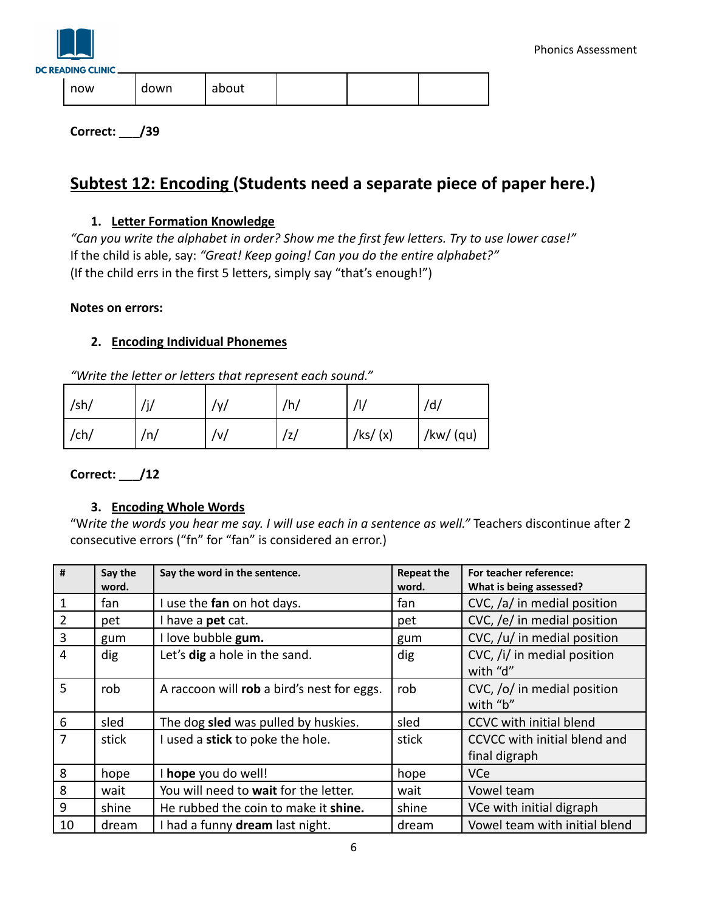| now | down | about | | | |
|---|---|---|---|---|---|

**Correct: ___/39**

## Subtest 12: Encoding (Students need a separate piece of paper here.)

1. **Letter Formation Knowledge**

*"Can you write the alphabet in order? Show me the first few letters. Try to use lower case!"*
If the child is able, say: *"Great! Keep going! Can you do the entire alphabet?"*
(If the child errs in the first 5 letters, simply say "that's enough!")

**Notes on errors:**

2. **Encoding Individual Phonemes**

*"Write the letter or letters that represent each sound."*

| /sh/ | /j/ | /y/ | /h/ | /l/ | /d/ |
|---|---|---|---|---|---|
| /ch/ | /n/ | /v/ | /z/ | /ks/ (x) | /kw/ (qu) |

**Correct: ___/12**

3. **Encoding Whole Words**

"W*rite the words you hear me say. I will use each in a sentence as well."* Teachers discontinue after 2 consecutive errors ("fn" for "fan" is considered an error.)

| # | Say the word. | Say the word in the sentence. | Repeat the word. | For teacher reference: What is being assessed? |
|---|---|---|---|---|
| 1 | fan | I use the **fan** on hot days. | fan | CVC, /a/ in medial position |
| 2 | pet | I have a **pet** cat. | pet | CVC, /e/ in medial position |
| 3 | gum | I love bubble **gum.** | gum | CVC, /u/ in medial position |
| 4 | dig | Let's **dig** a hole in the sand. | dig | CVC, /i/ in medial position with "d" |
| 5 | rob | A raccoon will **rob** a bird's nest for eggs. | rob | CVC, /o/ in medial position with "b" |
| 6 | sled | The dog **sled** was pulled by huskies. | sled | CCVC with initial blend |
| 7 | stick | I used a **stick** to poke the hole. | stick | CCVCC with initial blend and final digraph |
| 8 | hope | I **hope** you do well! | hope | VCe |
| 8 | wait | You will need to **wait** for the letter. | wait | Vowel team |
| 9 | shine | He rubbed the coin to make it **shine.** | shine | VCe with initial digraph |
| 10 | dream | I had a funny **dream** last night. | dream | Vowel team with initial blend |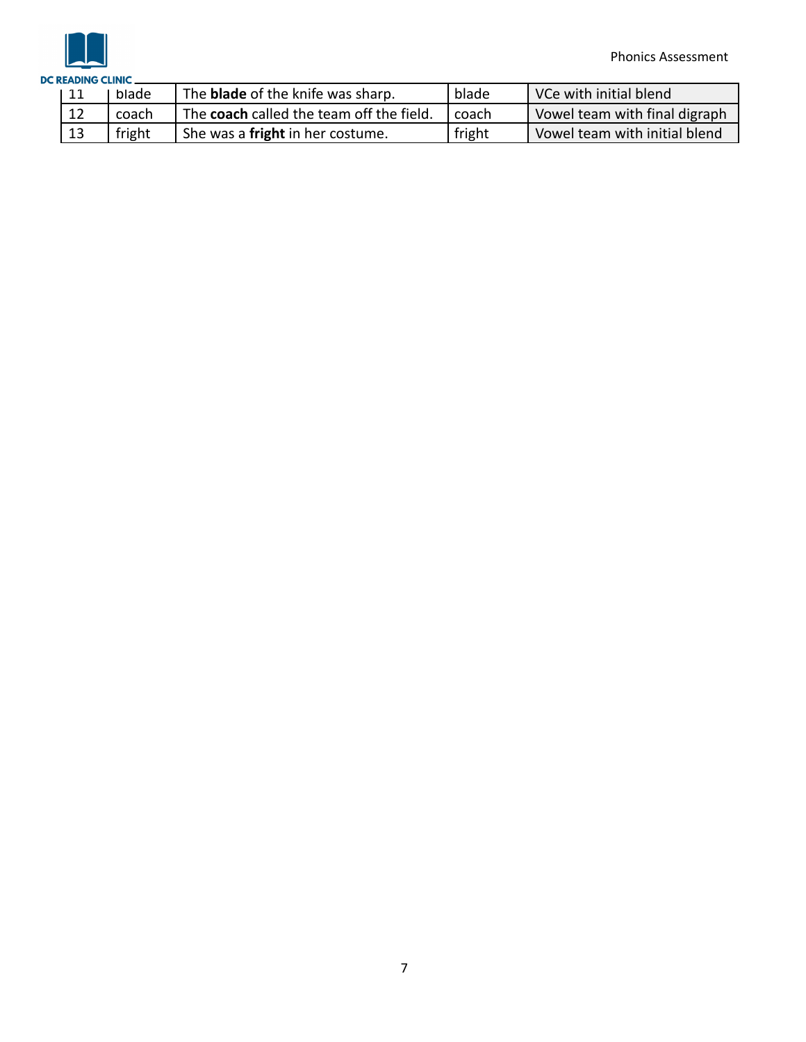| | | | | |
|---|---|---|---|---|
| 11 | blade | The **blade** of the knife was sharp. | blade | VCe with initial blend |
| 12 | coach | The **coach** called the team off the field. | coach | Vowel team with final digraph |
| 13 | fright | She was a **fright** in her costume. | fright | Vowel team with initial blend |